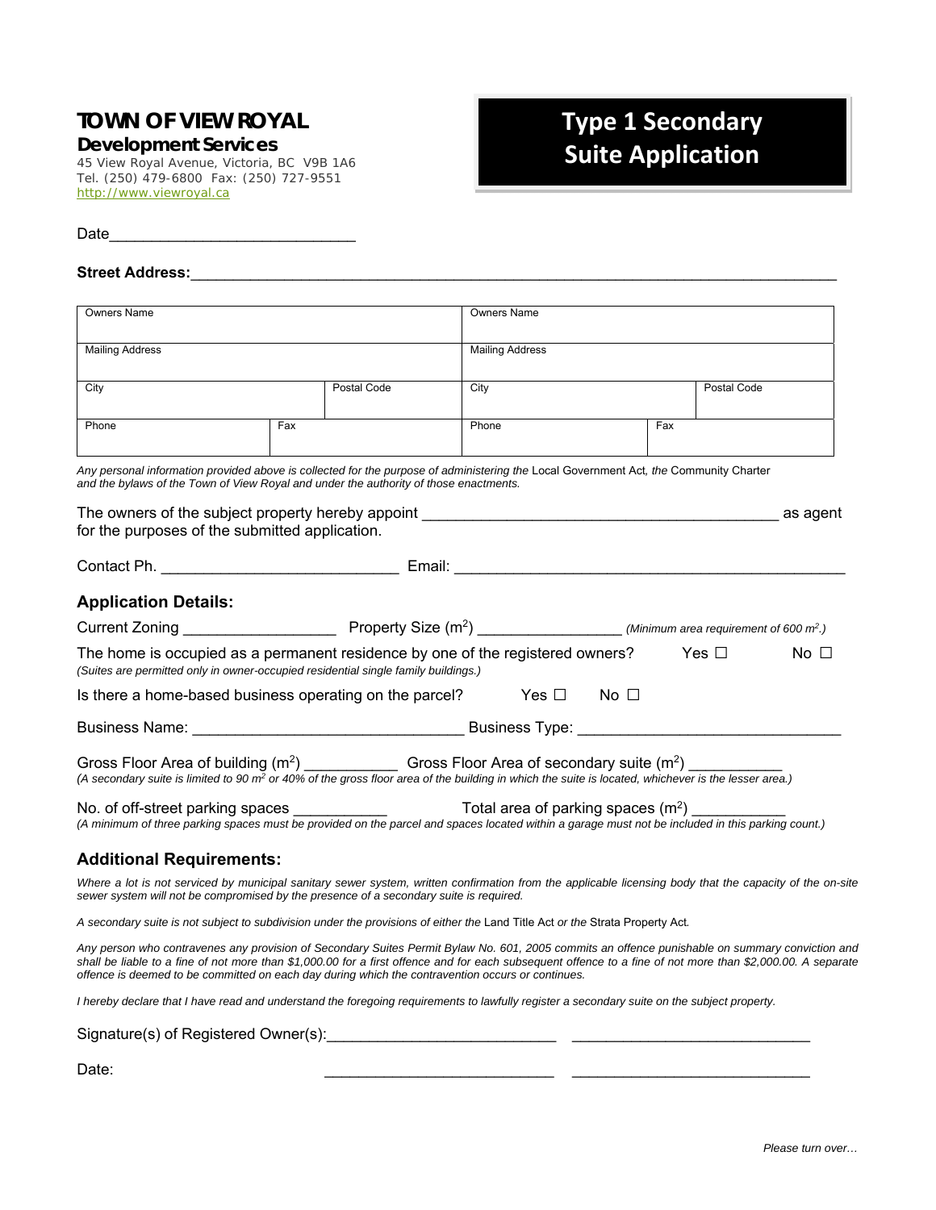**TOWN OF VIEW ROYAL**
**Development Services**
45 View Royal Avenue, Victoria, BC V9B 1A6
Tel. (250) 479-6800 Fax: (250) 727-9551
http://www.viewroyal.ca

# Type 1 Secondary Suite Application

Date_____________________________

**Street Address:**_____________________________________________________________________________

| Owners Name | | Owners Name | |
|---|---|---|---|
| Mailing Address | | Mailing Address | |
| City | Postal Code | City | Postal Code |
| Phone | Fax | Phone | Fax |

*Any personal information provided above is collected for the purpose of administering the* Local Government Act*, the* Community Charter *and the bylaws of the Town of View Royal and under the authority of those enactments.*

The owners of the subject property hereby appoint __________________________________________ as agent for the purposes of the submitted application.

Contact Ph. ____________________________ Email: _____________________________________________

## Application Details:

Current Zoning __________________ Property Size ($m^2$) _________________ *(Minimum area requirement of 600 $m^2$.)*

The home is occupied as a permanent residence by one of the registered owners? Yes ☐ No ☐
*(Suites are permitted only in owner-occupied residential single family buildings.)*

Is there a home-based business operating on the parcel? Yes ☐ No ☐

Business Name: ________________________________ Business Type: ______________________________

Gross Floor Area of building ($m^2$) ___________ Gross Floor Area of secondary suite ($m^2$) ___________
*(A secondary suite is limited to 90 $m^2$ or 40% of the gross floor area of the building in which the suite is located, whichever is the lesser area.)*

No. of off-street parking spaces ___________ Total area of parking spaces ($m^2$) ___________
*(A minimum of three parking spaces must be provided on the parcel and spaces located within a garage must not be included in this parking count.)*

## Additional Requirements:

*Where a lot is not serviced by municipal sanitary sewer system, written confirmation from the applicable licensing body that the capacity of the on-site sewer system will not be compromised by the presence of a secondary suite is required.*

*A secondary suite is not subject to subdivision under the provisions of either the* Land Title Act *or the* Strata Property Act*.*

*Any person who contravenes any provision of Secondary Suites Permit Bylaw No. 601, 2005 commits an offence punishable on summary conviction and shall be liable to a fine of not more than $1,000.00 for a first offence and for each subsequent offence to a fine of not more than $2,000.00. A separate offence is deemed to be committed on each day during which the contravention occurs or continues.*

*I hereby declare that I have read and understand the foregoing requirements to lawfully register a secondary suite on the subject property.*

Signature(s) of Registered Owner(s):___________________________ ____________________________

Date: ___________________________ ____________________________

*Please turn over…*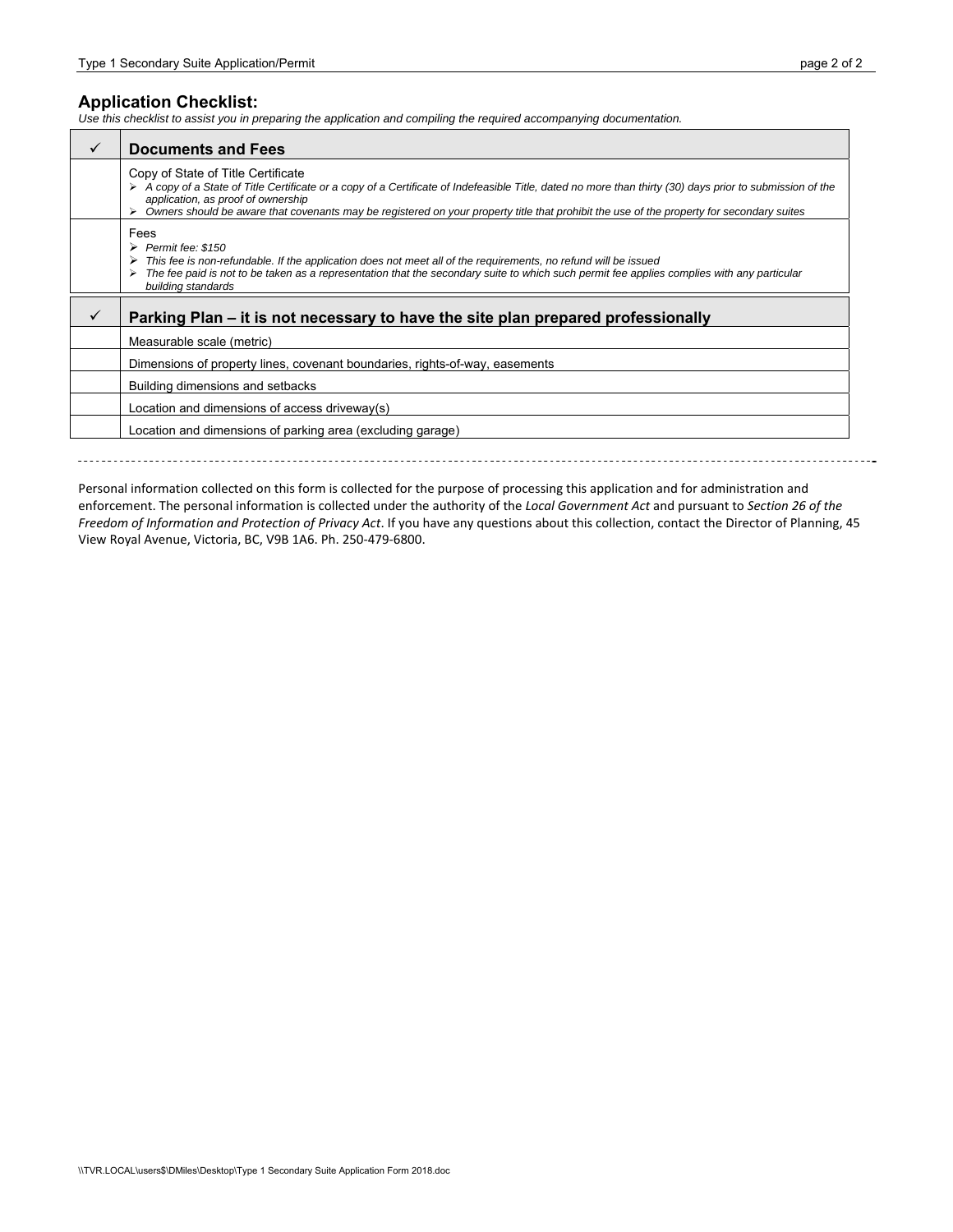## Application Checklist:

*Use this checklist to assist you in preparing the application and compiling the required accompanying documentation.*

| ✓ | Documents and Fees |
|---|---|
| | Copy of State of Title Certificate<br>➢ *A copy of a State of Title Certificate or a copy of a Certificate of Indefeasible Title, dated no more than thirty (30) days prior to submission of the application, as proof of ownership*<br>➢ *Owners should be aware that covenants may be registered on your property title that prohibit the use of the property for secondary suites* |
| | Fees<br>➢ *Permit fee: $150*<br>➢ *This fee is non-refundable. If the application does not meet all of the requirements, no refund will be issued*<br>➢ *The fee paid is not to be taken as a representation that the secondary suite to which such permit fee applies complies with any particular building standards* |

| ✓ | Parking Plan – it is not necessary to have the site plan prepared professionally |
|---|---|
| | Measurable scale (metric) |
| | Dimensions of property lines, covenant boundaries, rights-of-way, easements |
| | Building dimensions and setbacks |
| | Location and dimensions of access driveway(s) |
| | Location and dimensions of parking area (excluding garage) |

---

Personal information collected on this form is collected for the purpose of processing this application and for administration and enforcement. The personal information is collected under the authority of the *Local Government Act* and pursuant to *Section 26 of the Freedom of Information and Protection of Privacy Act*. If you have any questions about this collection, contact the Director of Planning, 45 View Royal Avenue, Victoria, BC, V9B 1A6. Ph. 250-479-6800.

\\TVR.LOCAL\users$\DMiles\Desktop\Type 1 Secondary Suite Application Form 2018.doc